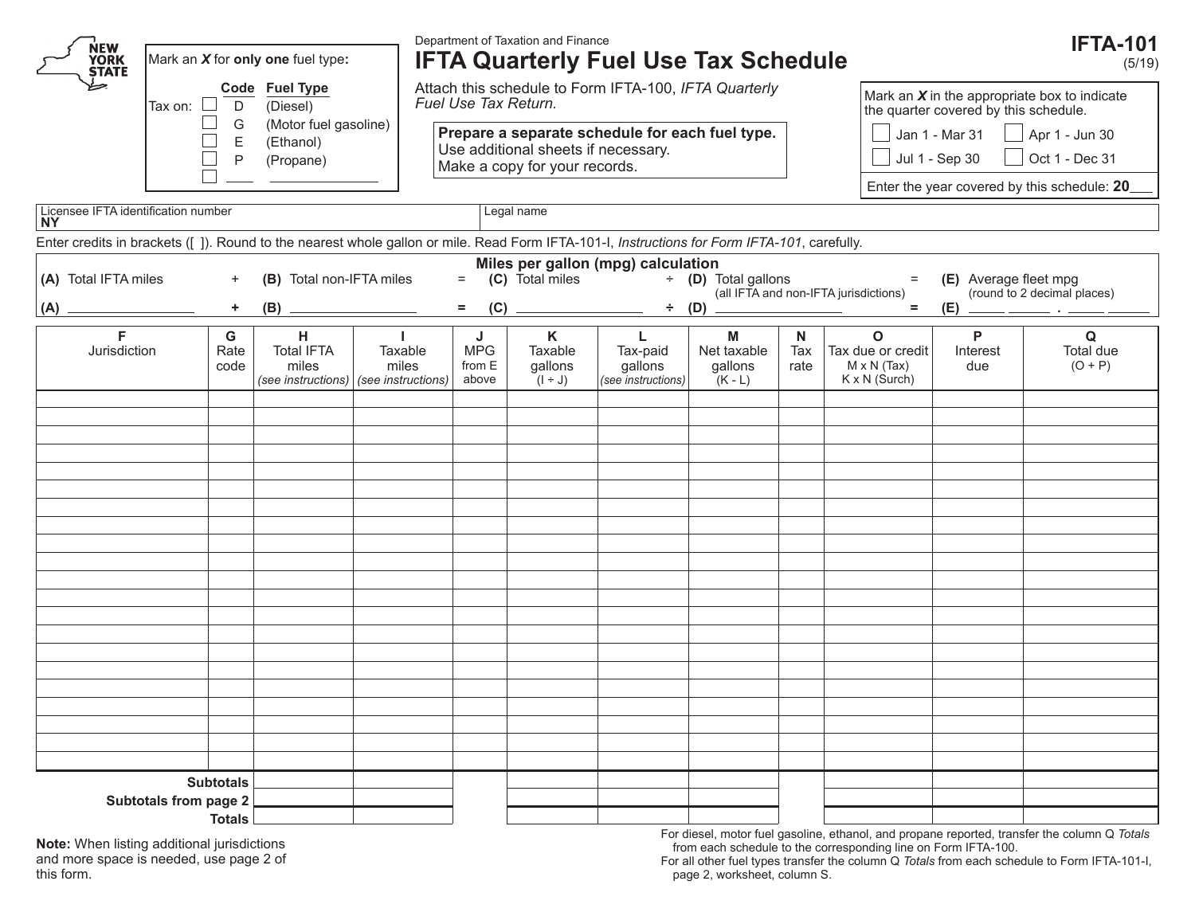NEW YORK STATE

Department of Taxation and Finance

# IFTA Quarterly Fuel Use Tax Schedule

**IFTA-101** (5/19)

Mark an *X* for **only one** fuel type:

| | | Code | Fuel Type |
|---|---|---|---|
| Tax on: | ☐ | D | (Diesel) |
| | ☐ | G | (Motor fuel gasoline) |
| | ☐ | E | (Ethanol) |
| | ☐ | P | (Propane) |
| | ☐ | ____ | ____________ |

Attach this schedule to Form IFTA-100, *IFTA Quarterly Fuel Use Tax Return.*

**Prepare a separate schedule for each fuel type.**
Use additional sheets if necessary.
Make a copy for your records.

Mark an *X* in the appropriate box to indicate the quarter covered by this schedule.

☐ Jan 1 - Mar 31 ☐ Apr 1 - Jun 30
☐ Jul 1 - Sep 30 ☐ Oct 1 - Dec 31

Enter the year covered by this schedule: **20**___

Licensee IFTA identification number **NY** | Legal name

Enter credits in brackets ([ ]). Round to the nearest whole gallon or mile. Read Form IFTA-101-I, *Instructions for Form IFTA-101*, carefully.

**Miles per gallon (mpg) calculation**

**(A)** Total IFTA miles + **(B)** Total non-IFTA miles = **(C)** Total miles ÷ **(D)** Total gallons (all IFTA and non-IFTA jurisdictions) = **(E)** Average fleet mpg (round to 2 decimal places)

**(A)** ____________ **+** **(B)** ____________ **=** **(C)** ____________ **÷** **(D)** ____________ **=** **(E)** ____ ____ . ____ ____

| F<br>Jurisdiction | G<br>Rate code | H<br>Total IFTA miles<br>*(see instructions)* | I<br>Taxable miles<br>*(see instructions)* | J<br>MPG from E above | K<br>Taxable gallons<br>(I ÷ J) | L<br>Tax-paid gallons<br>*(see instructions)* | M<br>Net taxable gallons<br>(K - L) | N<br>Tax rate | O<br>Tax due or credit<br>M x N (Tax)<br>K x N (Surch) | P<br>Interest due | Q<br>Total due<br>(O + P) |
|---|---|---|---|---|---|---|---|---|---|---|---|
| | | | | | | | | | | | |
| | | | | | | | | | | | |
| | | | | | | | | | | | |
| | | | | | | | | | | | |
| | | | | | | | | | | | |
| | | | | | | | | | | | |
| | | | | | | | | | | | |
| | | | | | | | | | | | |
| | | | | | | | | | | | |
| | | | | | | | | | | | |
| | | | | | | | | | | | |
| | | | | | | | | | | | |
| | | | | | | | | | | | |
| | | | | | | | | | | | |
| | | | | | | | | | | | |
| | | | | | | | | | | | |
| | | | | | | | | | | | |
| | | | | | | | | | | | |
| | | | | | | | | | | | |
| **Subtotals** | | | | | | | | | | | |
| **Subtotals from page 2** | | | | | | | | | | | |
| **Totals** | | | | | | | | | | | |

**Note:** When listing additional jurisdictions and more space is needed, use page 2 of this form.

For diesel, motor fuel gasoline, ethanol, and propane reported, transfer the column Q *Totals* from each schedule to the corresponding line on Form IFTA-100.

For all other fuel types transfer the column Q *Totals* from each schedule to Form IFTA-101-I, page 2, worksheet, column S.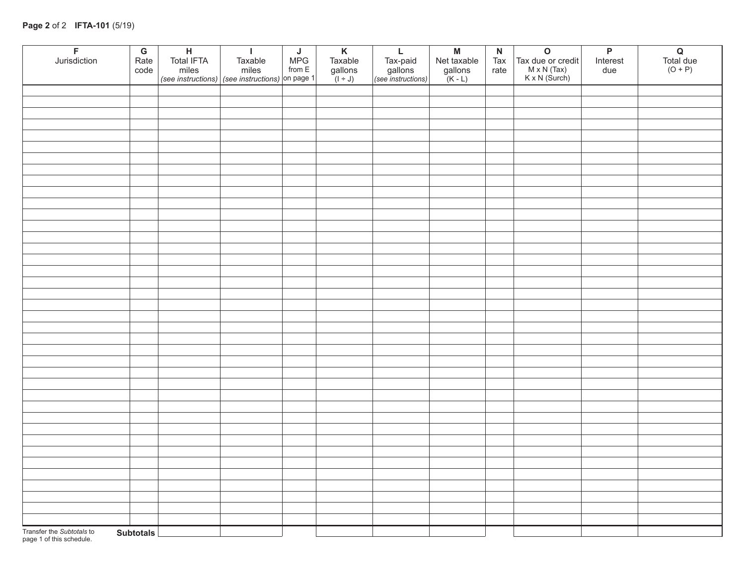| F Jurisdiction | G Rate code | H Total IFTA miles *(see instructions)* | I Taxable miles *(see instructions)* | J MPG from E on page 1 | K Taxable gallons (I ÷ J) | L Tax-paid gallons *(see instructions)* | M Net taxable gallons (K - L) | N Tax rate | O Tax due or credit M x N (Tax) K x N (Surch) | P Interest due | Q Total due (O + P) |
|---|---|---|---|---|---|---|---|---|---|---|---|
| | | | | | | | | | | | |
| | | | | | | | | | | | |
| | | | | | | | | | | | |
| | | | | | | | | | | | |
| | | | | | | | | | | | |
| | | | | | | | | | | | |
| | | | | | | | | | | | |
| | | | | | | | | | | | |
| | | | | | | | | | | | |
| | | | | | | | | | | | |
| | | | | | | | | | | | |
| | | | | | | | | | | | |
| | | | | | | | | | | | |
| | | | | | | | | | | | |
| | | | | | | | | | | | |
| | | | | | | | | | | | |
| | | | | | | | | | | | |
| | | | | | | | | | | | |
| | | | | | | | | | | | |
| | | | | | | | | | | | |
| | | | | | | | | | | | |
| | | | | | | | | | | | |
| | | | | | | | | | | | |
| | | | | | | | | | | | |
| | | | | | | | | | | | |
| | | | | | | | | | | | |
| | | | | | | | | | | | |
| | | | | | | | | | | | |
| | | | | | | | | | | | |
| | | | | | | | | | | | |
| | | | | | | | | | | | |
| | | | | | | | | | | | |
| | | | | | | | | | | | |
| | | | | | | | | | | | |
| | | | | | | | | | | | |
| | | | | | | | | | | | |
| | | | | | | | | | | | |
| | | | | | | | | | | | |
| Transfer the *Subtotals* to page 1 of this schedule. | **Subtotals** | | | | | | | | | | |